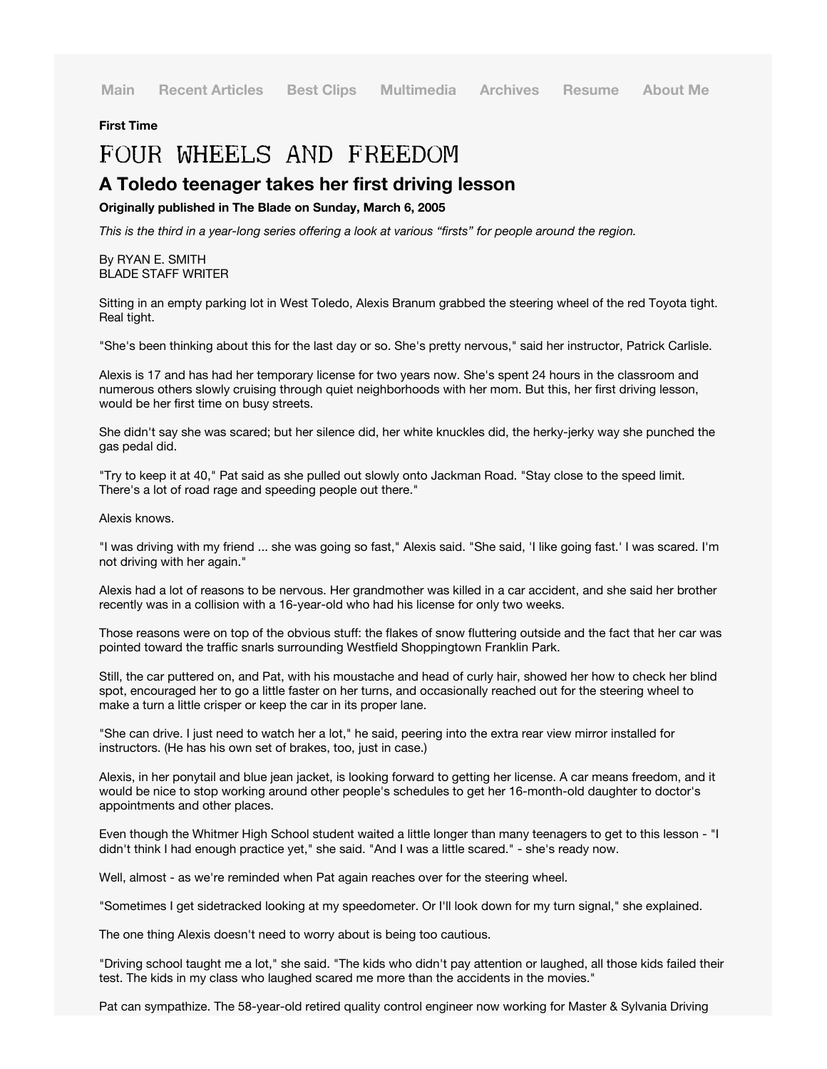Main Recent Articles Best Clips Multimedia Archives Resume About Me

**First Time**

# FOUR WHEELS AND FREEDOM

## A Toledo teenager takes her first driving lesson

**Originally published in The Blade on Sunday, March 6, 2005**

*This is the third in a year-long series offering a look at various "firsts" for people around the region.*

By RYAN E. SMITH
BLADE STAFF WRITER

Sitting in an empty parking lot in West Toledo, Alexis Branum grabbed the steering wheel of the red Toyota tight. Real tight.

"She's been thinking about this for the last day or so. She's pretty nervous," said her instructor, Patrick Carlisle.

Alexis is 17 and has had her temporary license for two years now. She's spent 24 hours in the classroom and numerous others slowly cruising through quiet neighborhoods with her mom. But this, her first driving lesson, would be her first time on busy streets.

She didn't say she was scared; but her silence did, her white knuckles did, the herky-jerky way she punched the gas pedal did.

"Try to keep it at 40," Pat said as she pulled out slowly onto Jackman Road. "Stay close to the speed limit. There's a lot of road rage and speeding people out there."

Alexis knows.

"I was driving with my friend ... she was going so fast," Alexis said. "She said, 'I like going fast.' I was scared. I'm not driving with her again."

Alexis had a lot of reasons to be nervous. Her grandmother was killed in a car accident, and she said her brother recently was in a collision with a 16-year-old who had his license for only two weeks.

Those reasons were on top of the obvious stuff: the flakes of snow fluttering outside and the fact that her car was pointed toward the traffic snarls surrounding Westfield Shoppingtown Franklin Park.

Still, the car puttered on, and Pat, with his moustache and head of curly hair, showed her how to check her blind spot, encouraged her to go a little faster on her turns, and occasionally reached out for the steering wheel to make a turn a little crisper or keep the car in its proper lane.

"She can drive. I just need to watch her a lot," he said, peering into the extra rear view mirror installed for instructors. (He has his own set of brakes, too, just in case.)

Alexis, in her ponytail and blue jean jacket, is looking forward to getting her license. A car means freedom, and it would be nice to stop working around other people's schedules to get her 16-month-old daughter to doctor's appointments and other places.

Even though the Whitmer High School student waited a little longer than many teenagers to get to this lesson - "I didn't think I had enough practice yet," she said. "And I was a little scared." - she's ready now.

Well, almost - as we're reminded when Pat again reaches over for the steering wheel.

"Sometimes I get sidetracked looking at my speedometer. Or I'll look down for my turn signal," she explained.

The one thing Alexis doesn't need to worry about is being too cautious.

"Driving school taught me a lot," she said. "The kids who didn't pay attention or laughed, all those kids failed their test. The kids in my class who laughed scared me more than the accidents in the movies."

Pat can sympathize. The 58-year-old retired quality control engineer now working for Master & Sylvania Driving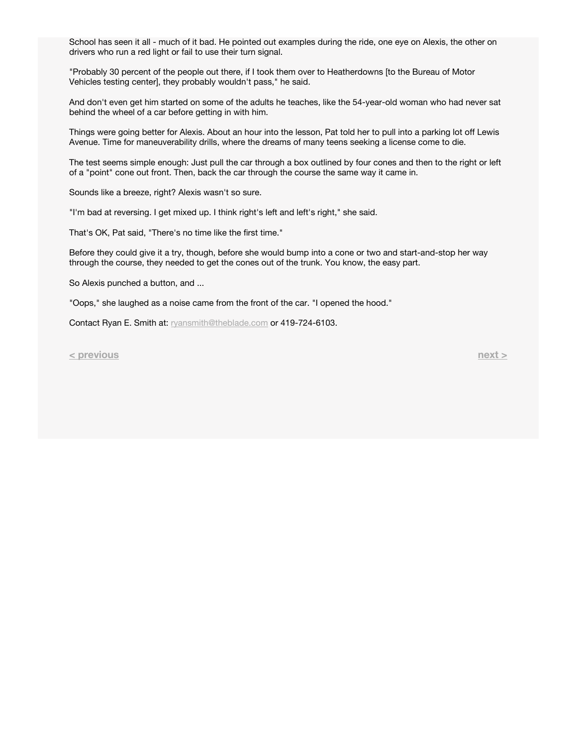School has seen it all - much of it bad. He pointed out examples during the ride, one eye on Alexis, the other on drivers who run a red light or fail to use their turn signal.

"Probably 30 percent of the people out there, if I took them over to Heatherdowns [to the Bureau of Motor Vehicles testing center], they probably wouldn't pass," he said.

And don't even get him started on some of the adults he teaches, like the 54-year-old woman who had never sat behind the wheel of a car before getting in with him.

Things were going better for Alexis. About an hour into the lesson, Pat told her to pull into a parking lot off Lewis Avenue. Time for maneuverability drills, where the dreams of many teens seeking a license come to die.

The test seems simple enough: Just pull the car through a box outlined by four cones and then to the right or left of a "point" cone out front. Then, back the car through the course the same way it came in.

Sounds like a breeze, right? Alexis wasn't so sure.

"I'm bad at reversing. I get mixed up. I think right's left and left's right," she said.

That's OK, Pat said, "There's no time like the first time."

Before they could give it a try, though, before she would bump into a cone or two and start-and-stop her way through the course, they needed to get the cones out of the trunk. You know, the easy part.

So Alexis punched a button, and ...

"Oops," she laughed as a noise came from the front of the car. "I opened the hood."

Contact Ryan E. Smith at: ryansmith@theblade.com or 419-724-6103.

< previous　　next >